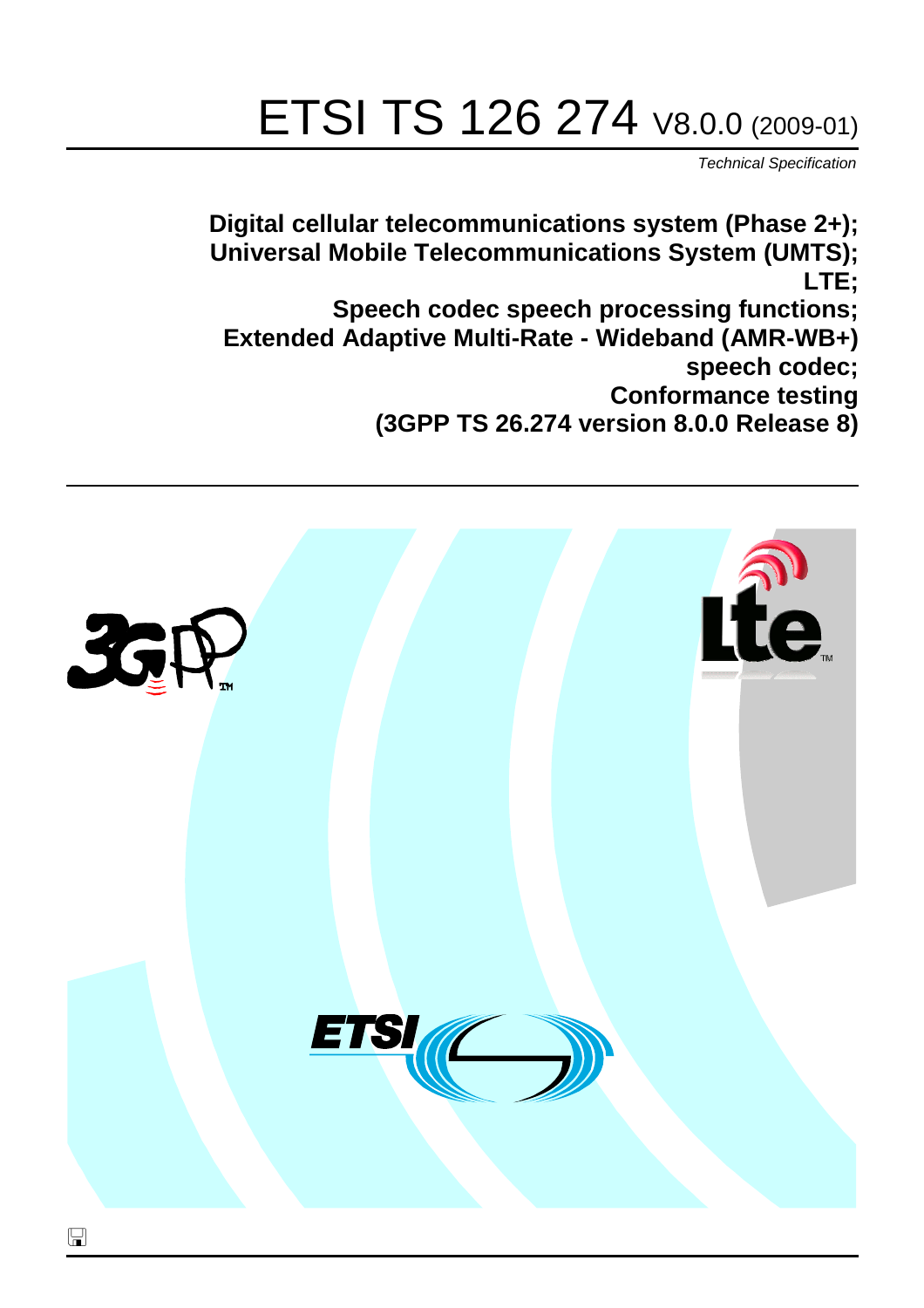# ETSI TS 126 274 V8.0.0 (2009-01)

*Technical Specification*

**Digital cellular telecommunications system (Phase 2+);**
**Universal Mobile Telecommunications System (UMTS);**
**LTE;**
**Speech codec speech processing functions;**
**Extended Adaptive Multi-Rate - Wideband (AMR-WB+) speech codec;**
**Conformance testing**
**(3GPP TS 26.274 version 8.0.0 Release 8)**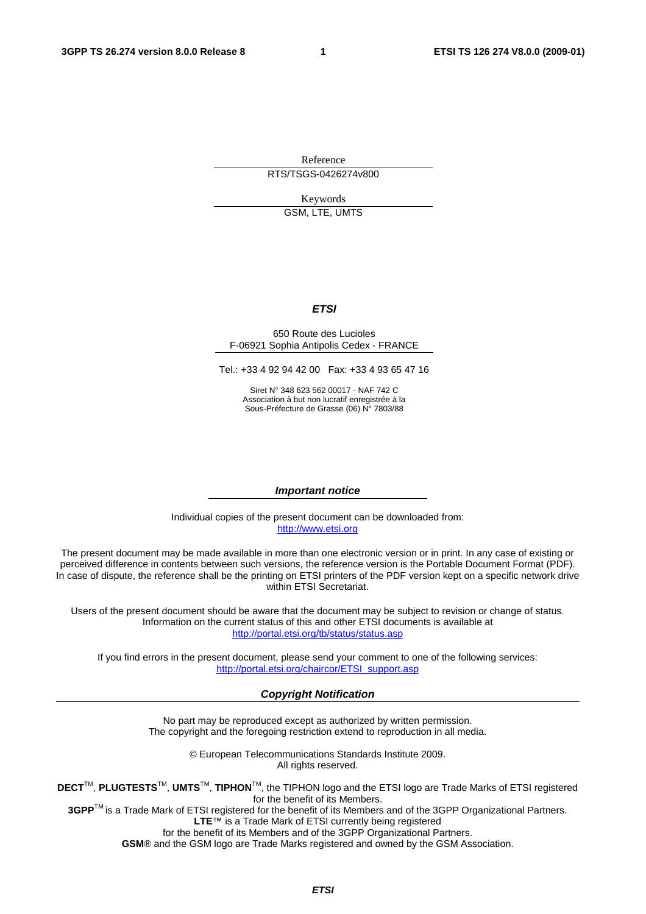Reference

RTS/TSGS-0426274v800

Keywords

GSM, LTE, UMTS

***ETSI***

650 Route des Lucioles
F-06921 Sophia Antipolis Cedex - FRANCE

Tel.: +33 4 92 94 42 00 Fax: +33 4 93 65 47 16

Siret N° 348 623 562 00017 - NAF 742 C
Association à but non lucratif enregistrée à la
Sous-Préfecture de Grasse (06) N° 7803/88

***Important notice***

Individual copies of the present document can be downloaded from:
http://www.etsi.org

The present document may be made available in more than one electronic version or in print. In any case of existing or perceived difference in contents between such versions, the reference version is the Portable Document Format (PDF). In case of dispute, the reference shall be the printing on ETSI printers of the PDF version kept on a specific network drive within ETSI Secretariat.

Users of the present document should be aware that the document may be subject to revision or change of status. Information on the current status of this and other ETSI documents is available at
http://portal.etsi.org/tb/status/status.asp

If you find errors in the present document, please send your comment to one of the following services:
http://portal.etsi.org/chaircor/ETSI_support.asp

***Copyright Notification***

No part may be reproduced except as authorized by written permission.
The copyright and the foregoing restriction extend to reproduction in all media.

© European Telecommunications Standards Institute 2009.
All rights reserved.

**DECT**™, **PLUGTESTS**™, **UMTS**™, **TIPHON**™, the TIPHON logo and the ETSI logo are Trade Marks of ETSI registered for the benefit of its Members.
**3GPP**™ is a Trade Mark of ETSI registered for the benefit of its Members and of the 3GPP Organizational Partners.
**LTE**™ is a Trade Mark of ETSI currently being registered
for the benefit of its Members and of the 3GPP Organizational Partners.
**GSM**® and the GSM logo are Trade Marks registered and owned by the GSM Association.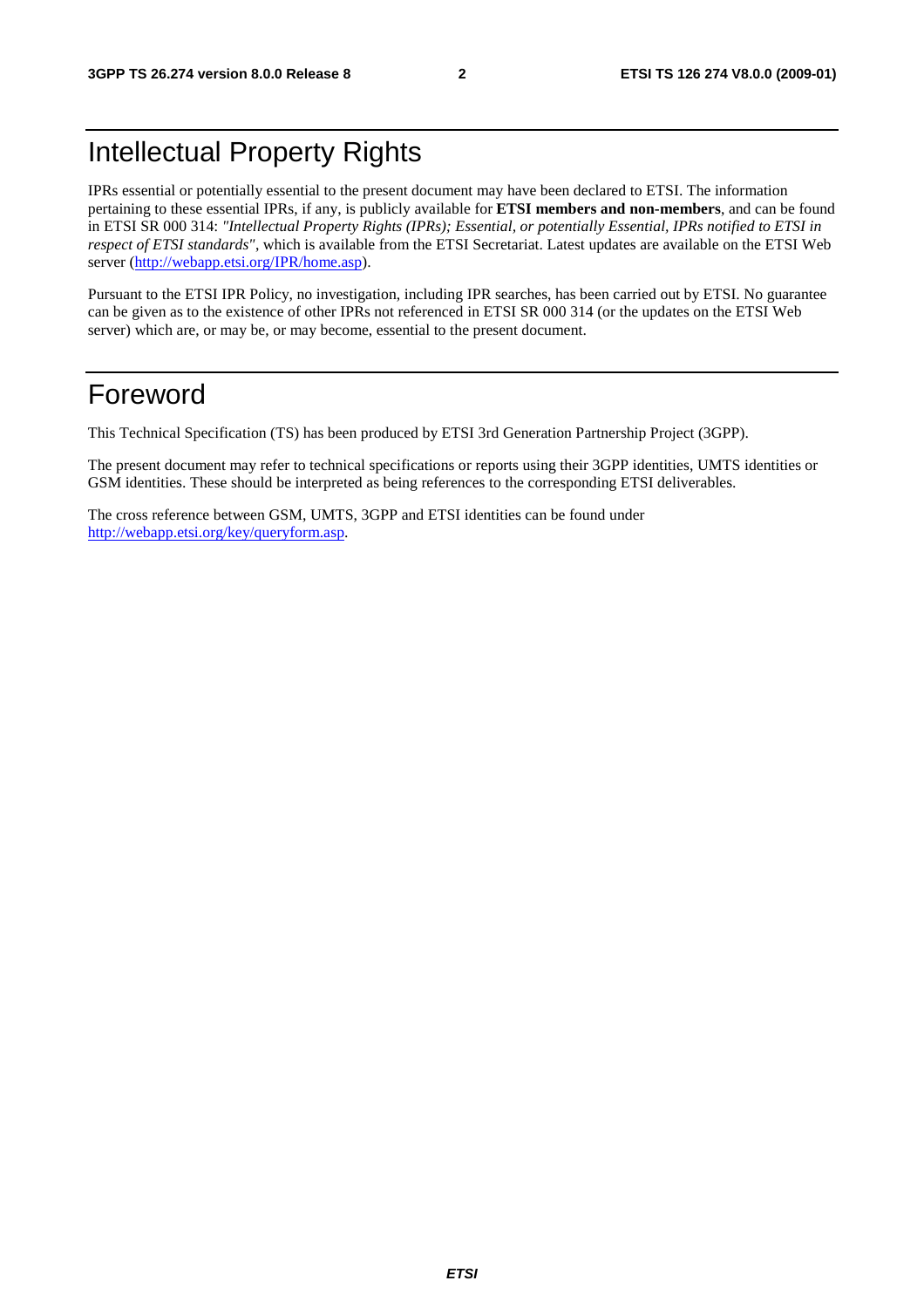# Intellectual Property Rights

IPRs essential or potentially essential to the present document may have been declared to ETSI. The information pertaining to these essential IPRs, if any, is publicly available for **ETSI members and non-members**, and can be found in ETSI SR 000 314: *"Intellectual Property Rights (IPRs); Essential, or potentially Essential, IPRs notified to ETSI in respect of ETSI standards"*, which is available from the ETSI Secretariat. Latest updates are available on the ETSI Web server (http://webapp.etsi.org/IPR/home.asp).

Pursuant to the ETSI IPR Policy, no investigation, including IPR searches, has been carried out by ETSI. No guarantee can be given as to the existence of other IPRs not referenced in ETSI SR 000 314 (or the updates on the ETSI Web server) which are, or may be, or may become, essential to the present document.

# Foreword

This Technical Specification (TS) has been produced by ETSI 3rd Generation Partnership Project (3GPP).

The present document may refer to technical specifications or reports using their 3GPP identities, UMTS identities or GSM identities. These should be interpreted as being references to the corresponding ETSI deliverables.

The cross reference between GSM, UMTS, 3GPP and ETSI identities can be found under http://webapp.etsi.org/key/queryform.asp.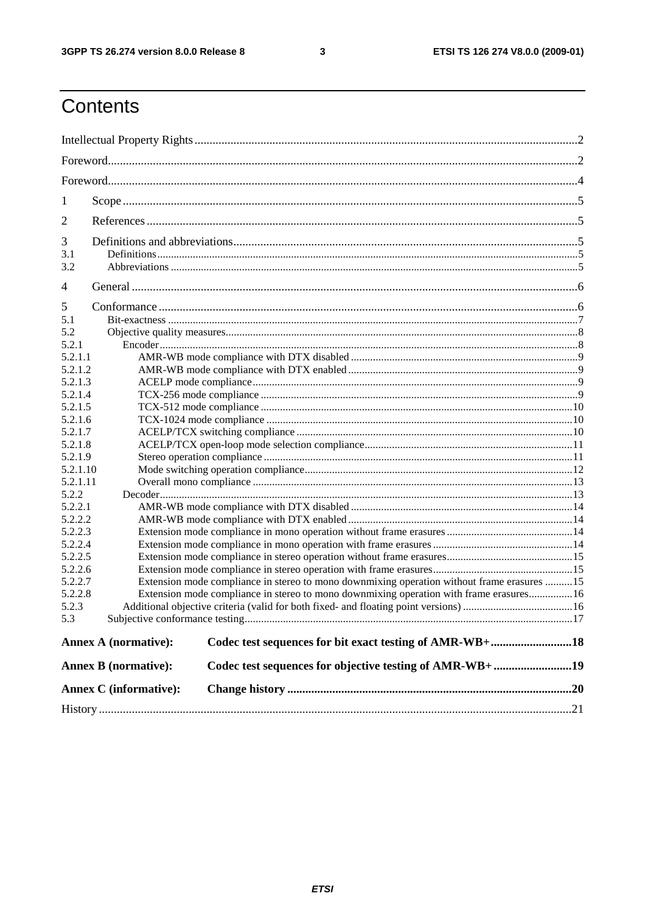# Contents

Intellectual Property Rights ..... 2
Foreword ..... 2
Foreword ..... 4
1 Scope ..... 5
2 References ..... 5
3 Definitions and abbreviations ..... 5
3.1 Definitions ..... 5
3.2 Abbreviations ..... 5
4 General ..... 6
5 Conformance ..... 6
5.1 Bit-exactness ..... 7
5.2 Objective quality measures ..... 8
5.2.1 Encoder ..... 8
5.2.1.1 AMR-WB mode compliance with DTX disabled ..... 9
5.2.1.2 AMR-WB mode compliance with DTX enabled ..... 9
5.2.1.3 ACELP mode compliance ..... 9
5.2.1.4 TCX-256 mode compliance ..... 9
5.2.1.5 TCX-512 mode compliance ..... 10
5.2.1.6 TCX-1024 mode compliance ..... 10
5.2.1.7 ACELP/TCX switching compliance ..... 10
5.2.1.8 ACELP/TCX open-loop mode selection compliance ..... 11
5.2.1.9 Stereo operation compliance ..... 11
5.2.1.10 Mode switching operation compliance ..... 12
5.2.1.11 Overall mono compliance ..... 13
5.2.2 Decoder ..... 13
5.2.2.1 AMR-WB mode compliance with DTX disabled ..... 14
5.2.2.2 AMR-WB mode compliance with DTX enabled ..... 14
5.2.2.3 Extension mode compliance in mono operation without frame erasures ..... 14
5.2.2.4 Extension mode compliance in mono operation with frame erasures ..... 14
5.2.2.5 Extension mode compliance in stereo operation without frame erasures ..... 15
5.2.2.6 Extension mode compliance in stereo operation with frame erasures ..... 15
5.2.2.7 Extension mode compliance in stereo to mono downmixing operation without frame erasures ..... 15
5.2.2.8 Extension mode compliance in stereo to mono downmixing operation with frame erasures ..... 16
5.2.3 Additional objective criteria (valid for both fixed- and floating point versions) ..... 16
5.3 Subjective conformance testing ..... 17

**Annex A (normative): Codec test sequences for bit exact testing of AMR-WB+ ..... 18**

**Annex B (normative): Codec test sequences for objective testing of AMR-WB+ ..... 19**

**Annex C (informative): Change history ..... 20**

History ..... 21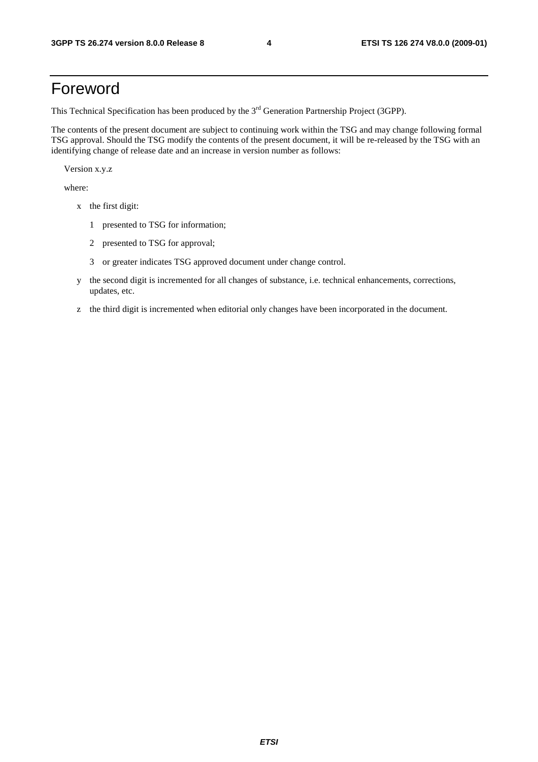# Foreword

This Technical Specification has been produced by the 3rd Generation Partnership Project (3GPP).

The contents of the present document are subject to continuing work within the TSG and may change following formal TSG approval. Should the TSG modify the contents of the present document, it will be re-released by the TSG with an identifying change of release date and an increase in version number as follows:

Version x.y.z

where:

- x the first digit:
  - 1 presented to TSG for information;
  - 2 presented to TSG for approval;
  - 3 or greater indicates TSG approved document under change control.
- y the second digit is incremented for all changes of substance, i.e. technical enhancements, corrections, updates, etc.
- z the third digit is incremented when editorial only changes have been incorporated in the document.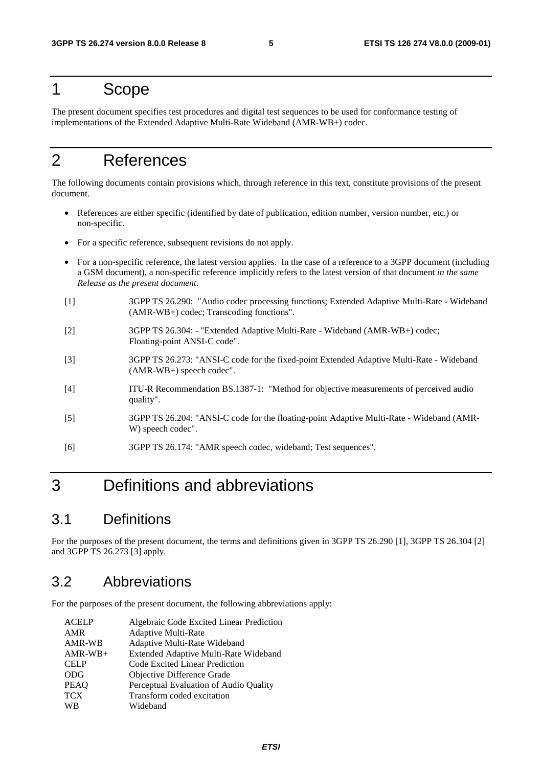# 1 Scope

The present document specifies test procedures and digital test sequences to be used for conformance testing of implementations of the Extended Adaptive Multi-Rate Wideband (AMR-WB+) codec.

# 2 References

The following documents contain provisions which, through reference in this text, constitute provisions of the present document.

- References are either specific (identified by date of publication, edition number, version number, etc.) or non-specific.
- For a specific reference, subsequent revisions do not apply.
- For a non-specific reference, the latest version applies. In the case of a reference to a 3GPP document (including a GSM document), a non-specific reference implicitly refers to the latest version of that document *in the same Release as the present document*.

[1] 3GPP TS 26.290: "Audio codec processing functions; Extended Adaptive Multi-Rate - Wideband (AMR-WB+) codec; Transcoding functions".

[2] 3GPP TS 26.304: - "Extended Adaptive Multi-Rate - Wideband (AMR-WB+) codec; Floating-point ANSI-C code".

[3] 3GPP TS 26.273: "ANSI-C code for the fixed-point Extended Adaptive Multi-Rate - Wideband (AMR-WB+) speech codec".

[4] ITU-R Recommendation BS.1387-1: "Method for objective measurements of perceived audio quality".

[5] 3GPP TS 26.204: "ANSI-C code for the floating-point Adaptive Multi-Rate - Wideband (AMR-W) speech codec".

[6] 3GPP TS 26.174: "AMR speech codec, wideband; Test sequences".

# 3 Definitions and abbreviations

## 3.1 Definitions

For the purposes of the present document, the terms and definitions given in 3GPP TS 26.290 [1], 3GPP TS 26.304 [2] and 3GPP TS 26.273 [3] apply.

## 3.2 Abbreviations

For the purposes of the present document, the following abbreviations apply:

| | |
|---|---|
| ACELP | Algebraic Code Excited Linear Prediction |
| AMR | Adaptive Multi-Rate |
| AMR-WB | Adaptive Multi-Rate Wideband |
| AMR-WB+ | Extended Adaptive Multi-Rate Wideband |
| CELP | Code Excited Linear Prediction |
| ODG | Objective Difference Grade |
| PEAQ | Perceptual Evaluation of Audio Quality |
| TCX | Transform coded excitation |
| WB | Wideband |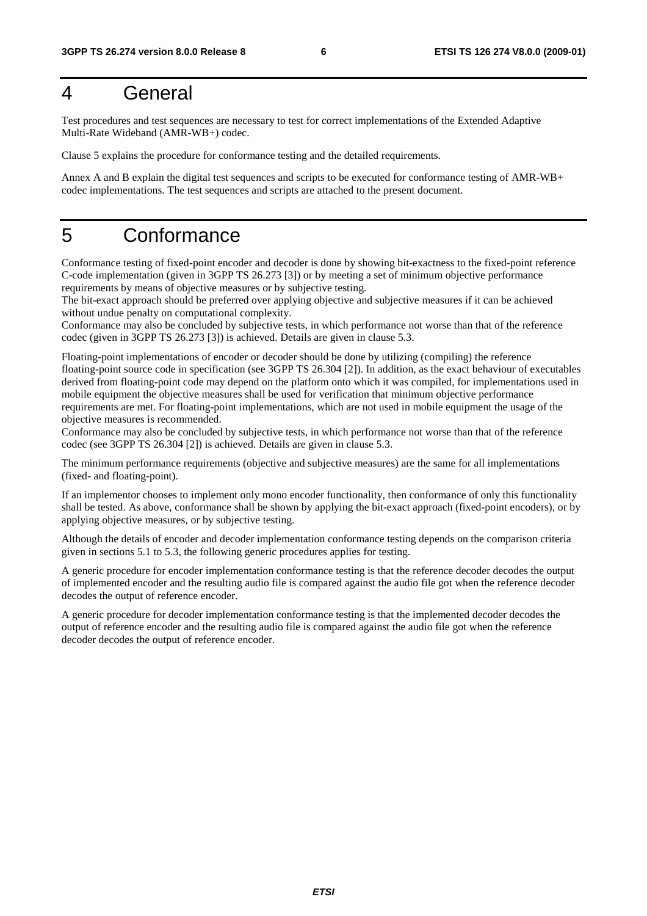# 4 General

Test procedures and test sequences are necessary to test for correct implementations of the Extended Adaptive Multi-Rate Wideband (AMR-WB+) codec.

Clause 5 explains the procedure for conformance testing and the detailed requirements.

Annex A and B explain the digital test sequences and scripts to be executed for conformance testing of AMR-WB+ codec implementations. The test sequences and scripts are attached to the present document.

# 5 Conformance

Conformance testing of fixed-point encoder and decoder is done by showing bit-exactness to the fixed-point reference C-code implementation (given in 3GPP TS 26.273 [3]) or by meeting a set of minimum objective performance requirements by means of objective measures or by subjective testing.
The bit-exact approach should be preferred over applying objective and subjective measures if it can be achieved without undue penalty on computational complexity.
Conformance may also be concluded by subjective tests, in which performance not worse than that of the reference codec (given in 3GPP TS 26.273 [3]) is achieved. Details are given in clause 5.3.

Floating-point implementations of encoder or decoder should be done by utilizing (compiling) the reference floating-point source code in specification (see 3GPP TS 26.304 [2]). In addition, as the exact behaviour of executables derived from floating-point code may depend on the platform onto which it was compiled, for implementations used in mobile equipment the objective measures shall be used for verification that minimum objective performance requirements are met. For floating-point implementations, which are not used in mobile equipment the usage of the objective measures is recommended.
Conformance may also be concluded by subjective tests, in which performance not worse than that of the reference codec (see 3GPP TS 26.304 [2]) is achieved. Details are given in clause 5.3.

The minimum performance requirements (objective and subjective measures) are the same for all implementations (fixed- and floating-point).

If an implementor chooses to implement only mono encoder functionality, then conformance of only this functionality shall be tested. As above, conformance shall be shown by applying the bit-exact approach (fixed-point encoders), or by applying objective measures, or by subjective testing.

Although the details of encoder and decoder implementation conformance testing depends on the comparison criteria given in sections 5.1 to 5.3, the following generic procedures applies for testing.

A generic procedure for encoder implementation conformance testing is that the reference decoder decodes the output of implemented encoder and the resulting audio file is compared against the audio file got when the reference decoder decodes the output of reference encoder.

A generic procedure for decoder implementation conformance testing is that the implemented decoder decodes the output of reference encoder and the resulting audio file is compared against the audio file got when the reference decoder decodes the output of reference encoder.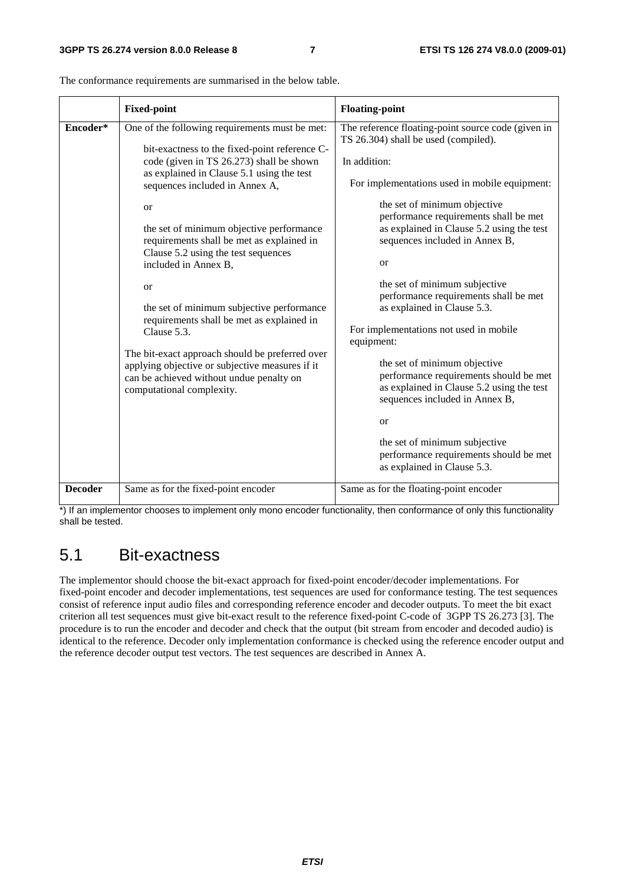The conformance requirements are summarised in the below table.

| | **Fixed-point** | **Floating-point** |
|---|---|---|
| **Encoder*** | One of the following requirements must be met:<br><br>bit-exactness to the fixed-point reference C-code (given in TS 26.273) shall be shown as explained in Clause 5.1 using the test sequences included in Annex A,<br><br>or<br><br>the set of minimum objective performance requirements shall be met as explained in Clause 5.2 using the test sequences included in Annex B,<br><br>or<br><br>the set of minimum subjective performance requirements shall be met as explained in Clause 5.3.<br><br>The bit-exact approach should be preferred over applying objective or subjective measures if it can be achieved without undue penalty on computational complexity. | The reference floating-point source code (given in TS 26.304) shall be used (compiled).<br><br>In addition:<br><br>For implementations used in mobile equipment:<br><br>the set of minimum objective performance requirements shall be met as explained in Clause 5.2 using the test sequences included in Annex B,<br><br>or<br><br>the set of minimum subjective performance requirements shall be met as explained in Clause 5.3.<br><br>For implementations not used in mobile equipment:<br><br>the set of minimum objective performance requirements should be met as explained in Clause 5.2 using the test sequences included in Annex B,<br><br>or<br><br>the set of minimum subjective performance requirements should be met as explained in Clause 5.3. |
| **Decoder** | Same as for the fixed-point encoder | Same as for the floating-point encoder |

*) If an implementor chooses to implement only mono encoder functionality, then conformance of only this functionality shall be tested.

## 5.1 Bit-exactness

The implementor should choose the bit-exact approach for fixed-point encoder/decoder implementations. For fixed-point encoder and decoder implementations, test sequences are used for conformance testing. The test sequences consist of reference input audio files and corresponding reference encoder and decoder outputs. To meet the bit exact criterion all test sequences must give bit-exact result to the reference fixed-point C-code of 3GPP TS 26.273 [3]. The procedure is to run the encoder and decoder and check that the output (bit stream from encoder and decoded audio) is identical to the reference. Decoder only implementation conformance is checked using the reference encoder output and the reference decoder output test vectors. The test sequences are described in Annex A.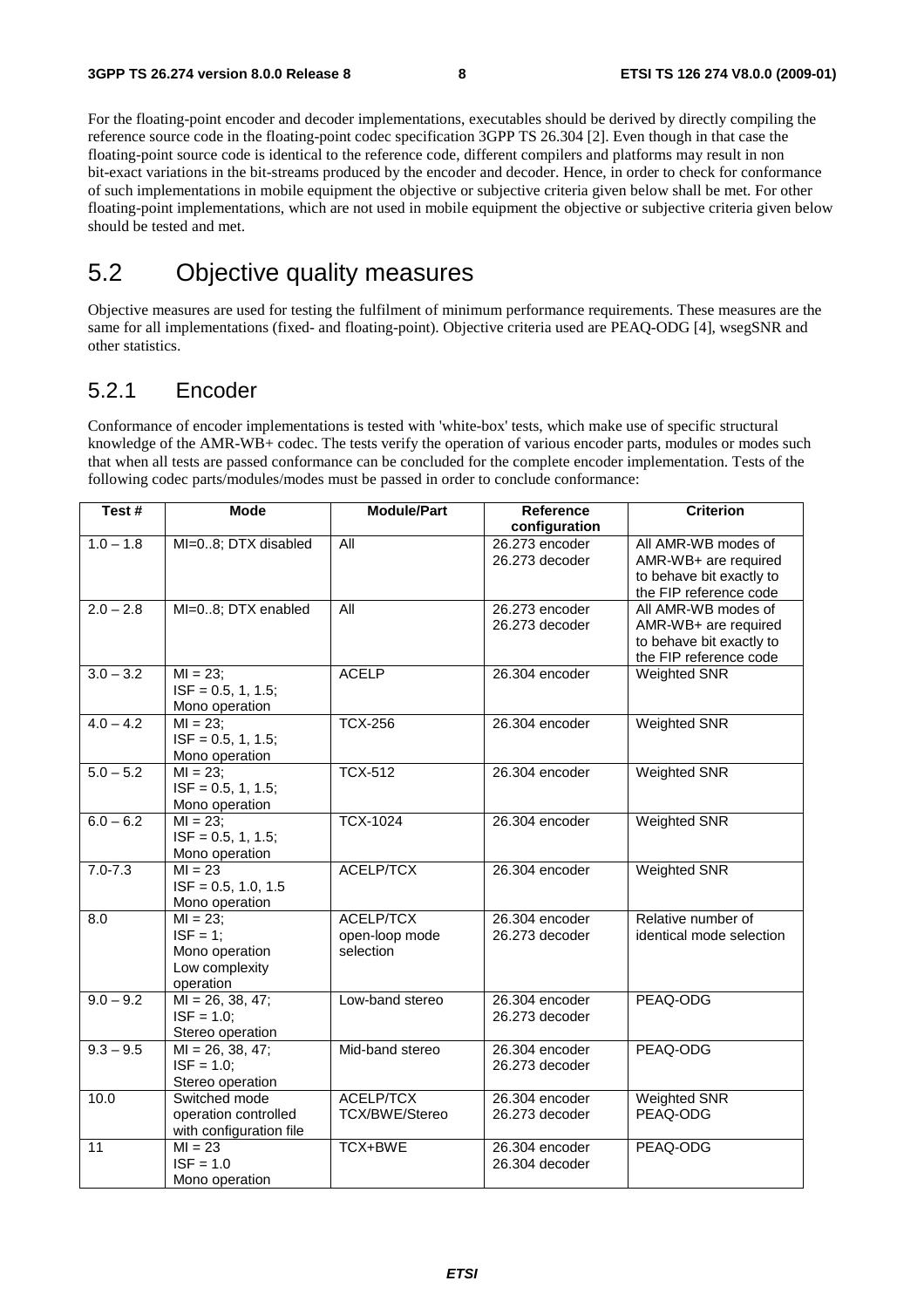For the floating-point encoder and decoder implementations, executables should be derived by directly compiling the reference source code in the floating-point codec specification 3GPP TS 26.304 [2]. Even though in that case the floating-point source code is identical to the reference code, different compilers and platforms may result in non bit-exact variations in the bit-streams produced by the encoder and decoder. Hence, in order to check for conformance of such implementations in mobile equipment the objective or subjective criteria given below shall be met. For other floating-point implementations, which are not used in mobile equipment the objective or subjective criteria given below should be tested and met.

## 5.2 Objective quality measures

Objective measures are used for testing the fulfilment of minimum performance requirements. These measures are the same for all implementations (fixed- and floating-point). Objective criteria used are PEAQ-ODG [4], wsegSNR and other statistics.

### 5.2.1 Encoder

Conformance of encoder implementations is tested with 'white-box' tests, which make use of specific structural knowledge of the AMR-WB+ codec. The tests verify the operation of various encoder parts, modules or modes such that when all tests are passed conformance can be concluded for the complete encoder implementation. Tests of the following codec parts/modules/modes must be passed in order to conclude conformance:

| Test # | Mode | Module/Part | Reference configuration | Criterion |
|---|---|---|---|---|
| 1.0 – 1.8 | MI=0..8; DTX disabled | All | 26.273 encoder<br>26.273 decoder | All AMR-WB modes of AMR-WB+ are required to behave bit exactly to the FIP reference code |
| 2.0 – 2.8 | MI=0..8; DTX enabled | All | 26.273 encoder<br>26.273 decoder | All AMR-WB modes of AMR-WB+ are required to behave bit exactly to the FIP reference code |
| 3.0 – 3.2 | MI = 23;<br>ISF = 0.5, 1, 1.5;<br>Mono operation | ACELP | 26.304 encoder | Weighted SNR |
| 4.0 – 4.2 | MI = 23;<br>ISF = 0.5, 1, 1.5;<br>Mono operation | TCX-256 | 26.304 encoder | Weighted SNR |
| 5.0 – 5.2 | MI = 23;<br>ISF = 0.5, 1, 1.5;<br>Mono operation | TCX-512 | 26.304 encoder | Weighted SNR |
| 6.0 – 6.2 | MI = 23;<br>ISF = 0.5, 1, 1.5;<br>Mono operation | TCX-1024 | 26.304 encoder | Weighted SNR |
| 7.0-7.3 | MI = 23<br>ISF = 0.5, 1.0, 1.5<br>Mono operation | ACELP/TCX | 26.304 encoder | Weighted SNR |
| 8.0 | MI = 23;<br>ISF = 1;<br>Mono operation<br>Low complexity operation | ACELP/TCX open-loop mode selection | 26.304 encoder<br>26.273 decoder | Relative number of identical mode selection |
| 9.0 – 9.2 | MI = 26, 38, 47;<br>ISF = 1.0;<br>Stereo operation | Low-band stereo | 26.304 encoder<br>26.273 decoder | PEAQ-ODG |
| 9.3 – 9.5 | MI = 26, 38, 47;<br>ISF = 1.0;<br>Stereo operation | Mid-band stereo | 26.304 encoder<br>26.273 decoder | PEAQ-ODG |
| 10.0 | Switched mode operation controlled with configuration file | ACELP/TCX<br>TCX/BWE/Stereo | 26.304 encoder<br>26.273 decoder | Weighted SNR<br>PEAQ-ODG |
| 11 | MI = 23<br>ISF = 1.0<br>Mono operation | TCX+BWE | 26.304 encoder<br>26.304 decoder | PEAQ-ODG |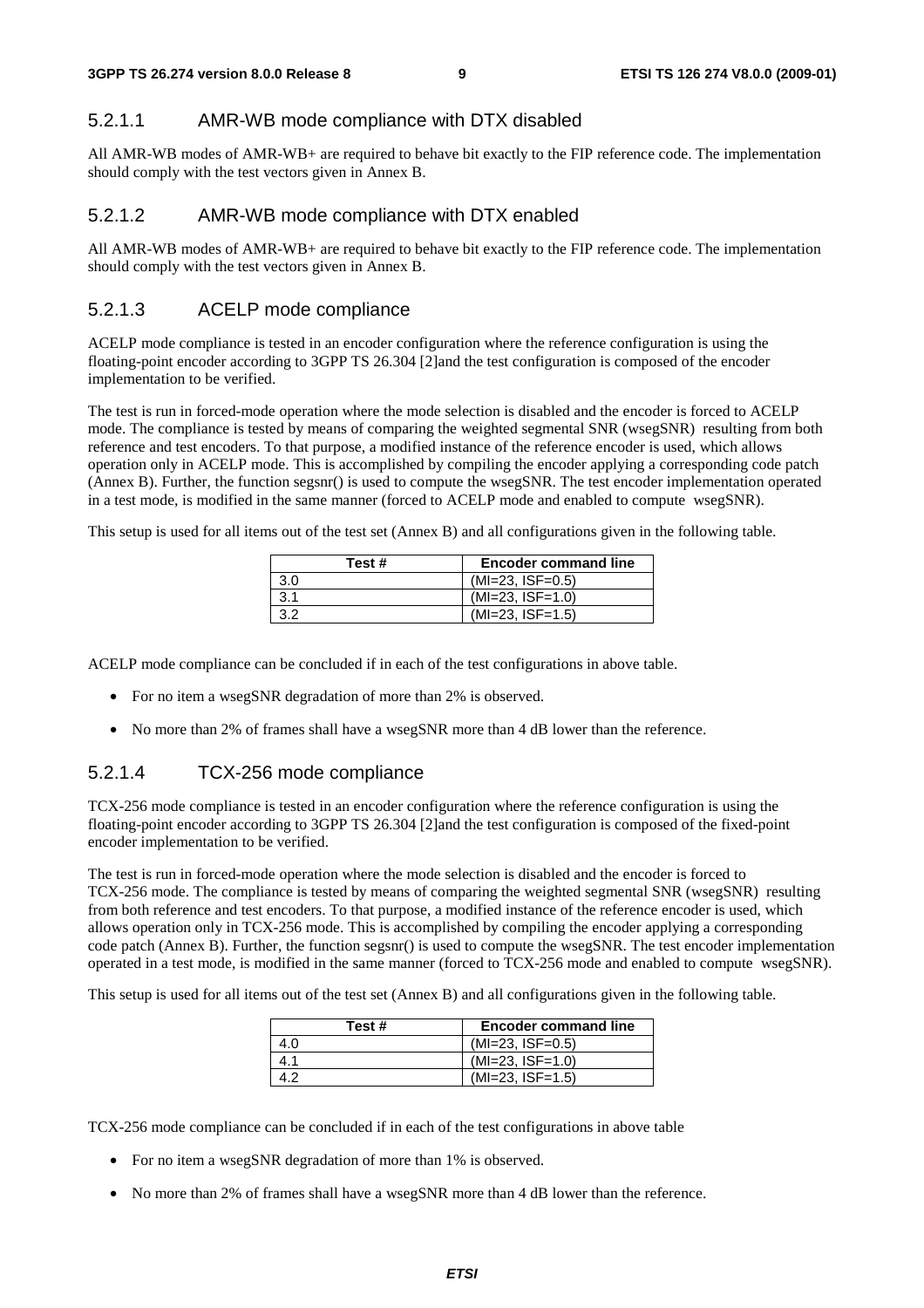#### 5.2.1.1 AMR-WB mode compliance with DTX disabled

All AMR-WB modes of AMR-WB+ are required to behave bit exactly to the FIP reference code. The implementation should comply with the test vectors given in Annex B.

#### 5.2.1.2 AMR-WB mode compliance with DTX enabled

All AMR-WB modes of AMR-WB+ are required to behave bit exactly to the FIP reference code. The implementation should comply with the test vectors given in Annex B.

#### 5.2.1.3 ACELP mode compliance

ACELP mode compliance is tested in an encoder configuration where the reference configuration is using the floating-point encoder according to 3GPP TS 26.304 [2]and the test configuration is composed of the encoder implementation to be verified.

The test is run in forced-mode operation where the mode selection is disabled and the encoder is forced to ACELP mode. The compliance is tested by means of comparing the weighted segmental SNR (wsegSNR) resulting from both reference and test encoders. To that purpose, a modified instance of the reference encoder is used, which allows operation only in ACELP mode. This is accomplished by compiling the encoder applying a corresponding code patch (Annex B). Further, the function segsnr() is used to compute the wsegSNR. The test encoder implementation operated in a test mode, is modified in the same manner (forced to ACELP mode and enabled to compute wsegSNR).

This setup is used for all items out of the test set (Annex B) and all configurations given in the following table.

| Test # | Encoder command line |
|---|---|
| 3.0 | (MI=23, ISF=0.5) |
| 3.1 | (MI=23, ISF=1.0) |
| 3.2 | (MI=23, ISF=1.5) |

ACELP mode compliance can be concluded if in each of the test configurations in above table.

- For no item a wsegSNR degradation of more than 2% is observed.
- No more than 2% of frames shall have a wsegSNR more than 4 dB lower than the reference.

#### 5.2.1.4 TCX-256 mode compliance

TCX-256 mode compliance is tested in an encoder configuration where the reference configuration is using the floating-point encoder according to 3GPP TS 26.304 [2]and the test configuration is composed of the fixed-point encoder implementation to be verified.

The test is run in forced-mode operation where the mode selection is disabled and the encoder is forced to TCX-256 mode. The compliance is tested by means of comparing the weighted segmental SNR (wsegSNR) resulting from both reference and test encoders. To that purpose, a modified instance of the reference encoder is used, which allows operation only in TCX-256 mode. This is accomplished by compiling the encoder applying a corresponding code patch (Annex B). Further, the function segsnr() is used to compute the wsegSNR. The test encoder implementation operated in a test mode, is modified in the same manner (forced to TCX-256 mode and enabled to compute wsegSNR).

This setup is used for all items out of the test set (Annex B) and all configurations given in the following table.

| Test # | Encoder command line |
|---|---|
| 4.0 | (MI=23, ISF=0.5) |
| 4.1 | (MI=23, ISF=1.0) |
| 4.2 | (MI=23, ISF=1.5) |

TCX-256 mode compliance can be concluded if in each of the test configurations in above table

- For no item a wsegSNR degradation of more than 1% is observed.
- No more than 2% of frames shall have a wsegSNR more than 4 dB lower than the reference.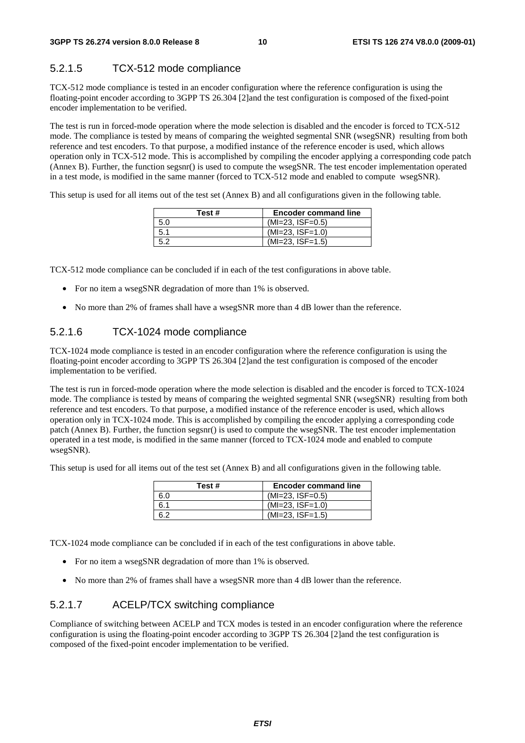#### 5.2.1.5 TCX-512 mode compliance

TCX-512 mode compliance is tested in an encoder configuration where the reference configuration is using the floating-point encoder according to 3GPP TS 26.304 [2]and the test configuration is composed of the fixed-point encoder implementation to be verified.

The test is run in forced-mode operation where the mode selection is disabled and the encoder is forced to TCX-512 mode. The compliance is tested by means of comparing the weighted segmental SNR (wsegSNR) resulting from both reference and test encoders. To that purpose, a modified instance of the reference encoder is used, which allows operation only in TCX-512 mode. This is accomplished by compiling the encoder applying a corresponding code patch (Annex B). Further, the function segsnr() is used to compute the wsegSNR. The test encoder implementation operated in a test mode, is modified in the same manner (forced to TCX-512 mode and enabled to compute wsegSNR).

This setup is used for all items out of the test set (Annex B) and all configurations given in the following table.

| Test # | Encoder command line |
|---|---|
| 5.0 | (MI=23, ISF=0.5) |
| 5.1 | (MI=23, ISF=1.0) |
| 5.2 | (MI=23, ISF=1.5) |

TCX-512 mode compliance can be concluded if in each of the test configurations in above table.

- For no item a wsegSNR degradation of more than 1% is observed.
- No more than 2% of frames shall have a wsegSNR more than 4 dB lower than the reference.

#### 5.2.1.6 TCX-1024 mode compliance

TCX-1024 mode compliance is tested in an encoder configuration where the reference configuration is using the floating-point encoder according to 3GPP TS 26.304 [2]and the test configuration is composed of the encoder implementation to be verified.

The test is run in forced-mode operation where the mode selection is disabled and the encoder is forced to TCX-1024 mode. The compliance is tested by means of comparing the weighted segmental SNR (wsegSNR) resulting from both reference and test encoders. To that purpose, a modified instance of the reference encoder is used, which allows operation only in TCX-1024 mode. This is accomplished by compiling the encoder applying a corresponding code patch (Annex B). Further, the function segsnr() is used to compute the wsegSNR. The test encoder implementation operated in a test mode, is modified in the same manner (forced to TCX-1024 mode and enabled to compute wsegSNR).

This setup is used for all items out of the test set (Annex B) and all configurations given in the following table.

| Test # | Encoder command line |
|---|---|
| 6.0 | (MI=23, ISF=0.5) |
| 6.1 | (MI=23, ISF=1.0) |
| 6.2 | (MI=23, ISF=1.5) |

TCX-1024 mode compliance can be concluded if in each of the test configurations in above table.

- For no item a wsegSNR degradation of more than 1% is observed.
- No more than 2% of frames shall have a wsegSNR more than 4 dB lower than the reference.

#### 5.2.1.7 ACELP/TCX switching compliance

Compliance of switching between ACELP and TCX modes is tested in an encoder configuration where the reference configuration is using the floating-point encoder according to 3GPP TS 26.304 [2]and the test configuration is composed of the fixed-point encoder implementation to be verified.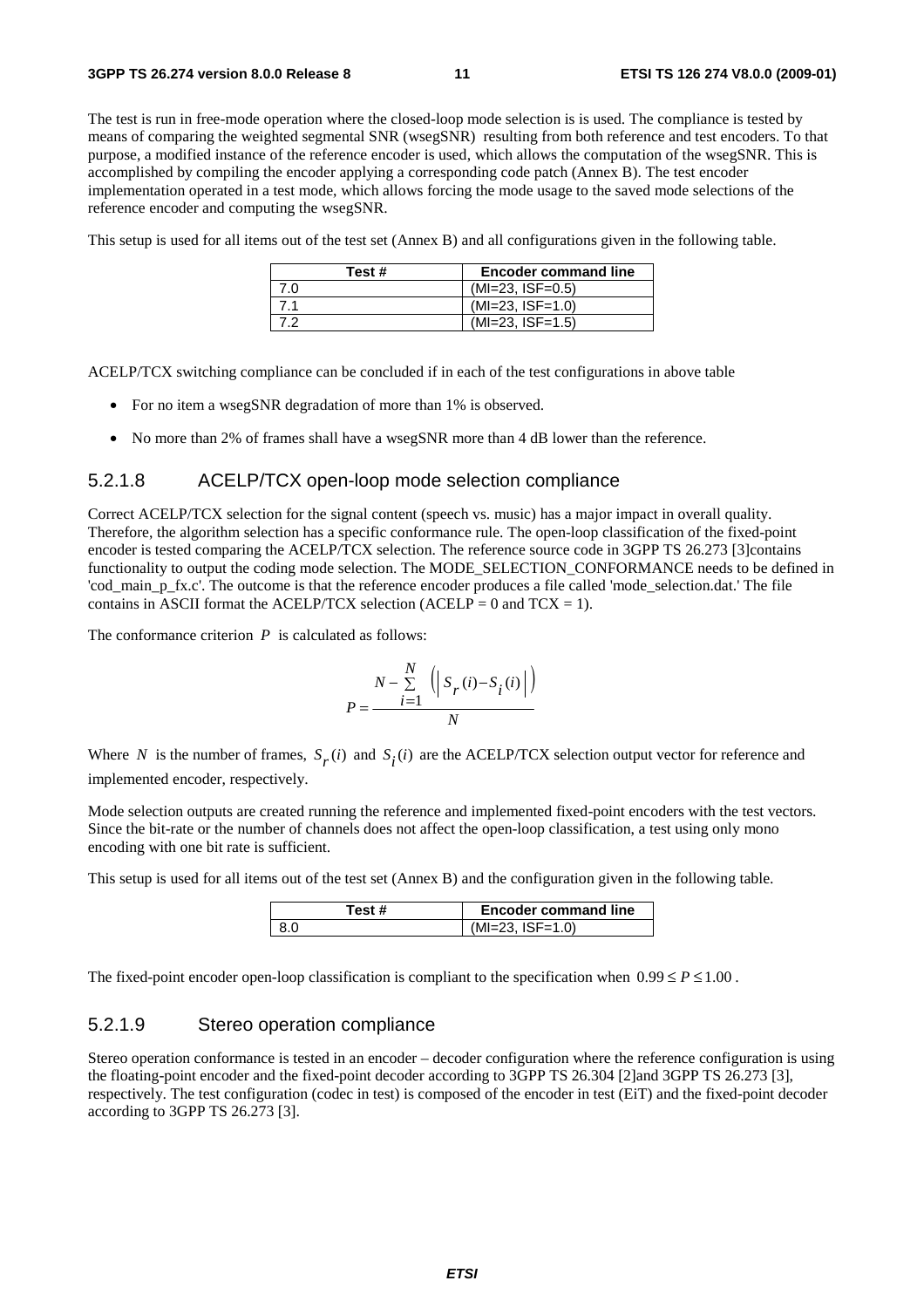The test is run in free-mode operation where the closed-loop mode selection is is used. The compliance is tested by means of comparing the weighted segmental SNR (wsegSNR) resulting from both reference and test encoders. To that purpose, a modified instance of the reference encoder is used, which allows the computation of the wsegSNR. This is accomplished by compiling the encoder applying a corresponding code patch (Annex B). The test encoder implementation operated in a test mode, which allows forcing the mode usage to the saved mode selections of the reference encoder and computing the wsegSNR.

This setup is used for all items out of the test set (Annex B) and all configurations given in the following table.

| Test # | Encoder command line |
|---|---|
| 7.0 | (MI=23, ISF=0.5) |
| 7.1 | (MI=23, ISF=1.0) |
| 7.2 | (MI=23, ISF=1.5) |

ACELP/TCX switching compliance can be concluded if in each of the test configurations in above table

- For no item a wsegSNR degradation of more than 1% is observed.
- No more than 2% of frames shall have a wsegSNR more than 4 dB lower than the reference.

### 5.2.1.8 ACELP/TCX open-loop mode selection compliance

Correct ACELP/TCX selection for the signal content (speech vs. music) has a major impact in overall quality. Therefore, the algorithm selection has a specific conformance rule. The open-loop classification of the fixed-point encoder is tested comparing the ACELP/TCX selection. The reference source code in 3GPP TS 26.273 [3]contains functionality to output the coding mode selection. The MODE_SELECTION_CONFORMANCE needs to be defined in 'cod_main_p_fx.c'. The outcome is that the reference encoder produces a file called 'mode_selection.dat.' The file contains in ASCII format the ACELP/TCX selection (ACELP = 0 and TCX = 1).

The conformance criterion $P$ is calculated as follows:

$$P = \frac{N - \sum_{i=1}^{N} \left( \left| S_r(i) - S_i(i) \right| \right)}{N}$$

Where $N$ is the number of frames, $S_r(i)$ and $S_i(i)$ are the ACELP/TCX selection output vector for reference and implemented encoder, respectively.

Mode selection outputs are created running the reference and implemented fixed-point encoders with the test vectors. Since the bit-rate or the number of channels does not affect the open-loop classification, a test using only mono encoding with one bit rate is sufficient.

This setup is used for all items out of the test set (Annex B) and the configuration given in the following table.

| Test # | Encoder command line |
|---|---|
| 8.0 | (MI=23, ISF=1.0) |

The fixed-point encoder open-loop classification is compliant to the specification when $0.99 \le P \le 1.00$ .

### 5.2.1.9 Stereo operation compliance

Stereo operation conformance is tested in an encoder – decoder configuration where the reference configuration is using the floating-point encoder and the fixed-point decoder according to 3GPP TS 26.304 [2]and 3GPP TS 26.273 [3], respectively. The test configuration (codec in test) is composed of the encoder in test (EiT) and the fixed-point decoder according to 3GPP TS 26.273 [3].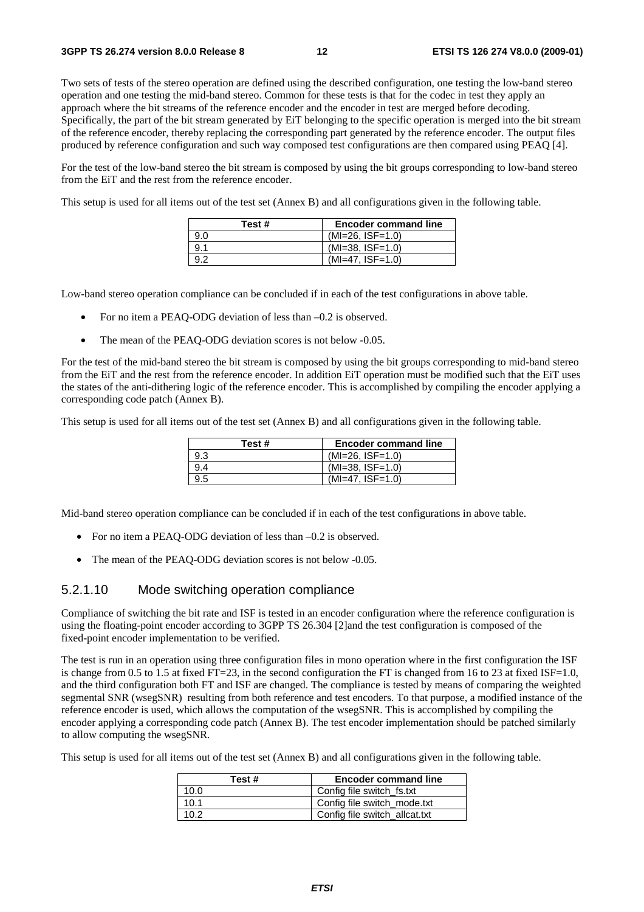Two sets of tests of the stereo operation are defined using the described configuration, one testing the low-band stereo operation and one testing the mid-band stereo. Common for these tests is that for the codec in test they apply an approach where the bit streams of the reference encoder and the encoder in test are merged before decoding. Specifically, the part of the bit stream generated by EiT belonging to the specific operation is merged into the bit stream of the reference encoder, thereby replacing the corresponding part generated by the reference encoder. The output files produced by reference configuration and such way composed test configurations are then compared using PEAQ [4].

For the test of the low-band stereo the bit stream is composed by using the bit groups corresponding to low-band stereo from the EiT and the rest from the reference encoder.

This setup is used for all items out of the test set (Annex B) and all configurations given in the following table.

| Test # | Encoder command line |
|---|---|
| 9.0 | (MI=26, ISF=1.0) |
| 9.1 | (MI=38, ISF=1.0) |
| 9.2 | (MI=47, ISF=1.0) |

Low-band stereo operation compliance can be concluded if in each of the test configurations in above table.

- For no item a PEAQ-ODG deviation of less than –0.2 is observed.
- The mean of the PEAQ-ODG deviation scores is not below -0.05.

For the test of the mid-band stereo the bit stream is composed by using the bit groups corresponding to mid-band stereo from the EiT and the rest from the reference encoder. In addition EiT operation must be modified such that the EiT uses the states of the anti-dithering logic of the reference encoder. This is accomplished by compiling the encoder applying a corresponding code patch (Annex B).

This setup is used for all items out of the test set (Annex B) and all configurations given in the following table.

| Test # | Encoder command line |
|---|---|
| 9.3 | (MI=26, ISF=1.0) |
| 9.4 | (MI=38, ISF=1.0) |
| 9.5 | (MI=47, ISF=1.0) |

Mid-band stereo operation compliance can be concluded if in each of the test configurations in above table.

- For no item a PEAQ-ODG deviation of less than –0.2 is observed.
- The mean of the PEAQ-ODG deviation scores is not below -0.05.

### 5.2.1.10 Mode switching operation compliance

Compliance of switching the bit rate and ISF is tested in an encoder configuration where the reference configuration is using the floating-point encoder according to 3GPP TS 26.304 [2]and the test configuration is composed of the fixed-point encoder implementation to be verified.

The test is run in an operation using three configuration files in mono operation where in the first configuration the ISF is change from 0.5 to 1.5 at fixed FT=23, in the second configuration the FT is changed from 16 to 23 at fixed ISF=1.0, and the third configuration both FT and ISF are changed. The compliance is tested by means of comparing the weighted segmental SNR (wsegSNR) resulting from both reference and test encoders. To that purpose, a modified instance of the reference encoder is used, which allows the computation of the wsegSNR. This is accomplished by compiling the encoder applying a corresponding code patch (Annex B). The test encoder implementation should be patched similarly to allow computing the wsegSNR.

This setup is used for all items out of the test set (Annex B) and all configurations given in the following table.

| Test # | Encoder command line |
|---|---|
| 10.0 | Config file switch_fs.txt |
| 10.1 | Config file switch_mode.txt |
| 10.2 | Config file switch_allcat.txt |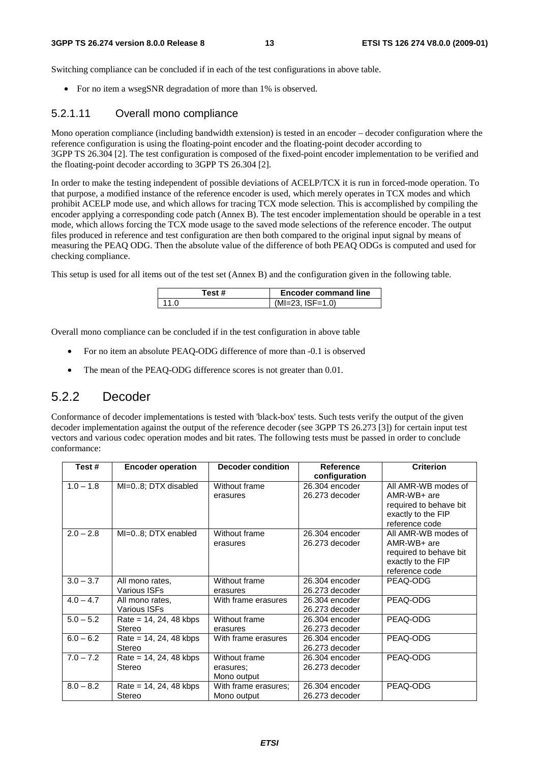Switching compliance can be concluded if in each of the test configurations in above table.

- For no item a wsegSNR degradation of more than 1% is observed.

### 5.2.1.11 Overall mono compliance

Mono operation compliance (including bandwidth extension) is tested in an encoder – decoder configuration where the reference configuration is using the floating-point encoder and the floating-point decoder according to 3GPP TS 26.304 [2]. The test configuration is composed of the fixed-point encoder implementation to be verified and the floating-point decoder according to 3GPP TS 26.304 [2].

In order to make the testing independent of possible deviations of ACELP/TCX it is run in forced-mode operation. To that purpose, a modified instance of the reference encoder is used, which merely operates in TCX modes and which prohibit ACELP mode use, and which allows for tracing TCX mode selection. This is accomplished by compiling the encoder applying a corresponding code patch (Annex B). The test encoder implementation should be operable in a test mode, which allows forcing the TCX mode usage to the saved mode selections of the reference encoder. The output files produced in reference and test configuration are then both compared to the original input signal by means of measuring the PEAQ ODG. Then the absolute value of the difference of both PEAQ ODGs is computed and used for checking compliance.

This setup is used for all items out of the test set (Annex B) and the configuration given in the following table.

| Test # | Encoder command line |
|---|---|
| 11.0 | (MI=23, ISF=1.0) |

Overall mono compliance can be concluded if in the test configuration in above table

- For no item an absolute PEAQ-ODG difference of more than -0.1 is observed
- The mean of the PEAQ-ODG difference scores is not greater than 0.01.

## 5.2.2 Decoder

Conformance of decoder implementations is tested with 'black-box' tests. Such tests verify the output of the given decoder implementation against the output of the reference decoder (see 3GPP TS 26.273 [3]) for certain input test vectors and various codec operation modes and bit rates. The following tests must be passed in order to conclude conformance:

| Test # | Encoder operation | Decoder condition | Reference configuration | Criterion |
|---|---|---|---|---|
| 1.0 – 1.8 | MI=0..8; DTX disabled | Without frame erasures | 26.304 encoder 26.273 decoder | All AMR-WB modes of AMR-WB+ are required to behave bit exactly to the FIP reference code |
| 2.0 – 2.8 | MI=0..8; DTX enabled | Without frame erasures | 26.304 encoder 26.273 decoder | All AMR-WB modes of AMR-WB+ are required to behave bit exactly to the FIP reference code |
| 3.0 – 3.7 | All mono rates, Various ISFs | Without frame erasures | 26.304 encoder 26.273 decoder | PEAQ-ODG |
| 4.0 – 4.7 | All mono rates, Various ISFs | With frame erasures | 26.304 encoder 26.273 decoder | PEAQ-ODG |
| 5.0 – 5.2 | Rate = 14, 24, 48 kbps Stereo | Without frame erasures | 26.304 encoder 26.273 decoder | PEAQ-ODG |
| 6.0 – 6.2 | Rate = 14, 24, 48 kbps Stereo | With frame erasures | 26.304 encoder 26.273 decoder | PEAQ-ODG |
| 7.0 – 7.2 | Rate = 14, 24, 48 kbps Stereo | Without frame erasures; Mono output | 26.304 encoder 26.273 decoder | PEAQ-ODG |
| 8.0 – 8.2 | Rate = 14, 24, 48 kbps Stereo | With frame erasures; Mono output | 26.304 encoder 26.273 decoder | PEAQ-ODG |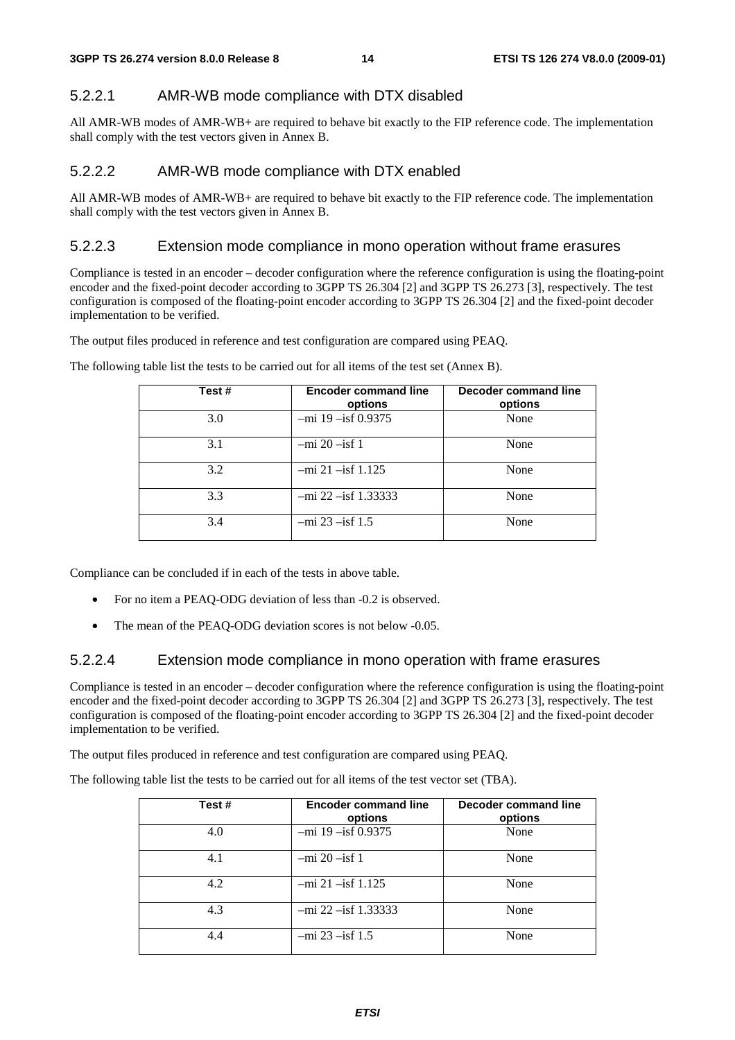#### 5.2.2.1 AMR-WB mode compliance with DTX disabled

All AMR-WB modes of AMR-WB+ are required to behave bit exactly to the FIP reference code. The implementation shall comply with the test vectors given in Annex B.

#### 5.2.2.2 AMR-WB mode compliance with DTX enabled

All AMR-WB modes of AMR-WB+ are required to behave bit exactly to the FIP reference code. The implementation shall comply with the test vectors given in Annex B.

#### 5.2.2.3 Extension mode compliance in mono operation without frame erasures

Compliance is tested in an encoder – decoder configuration where the reference configuration is using the floating-point encoder and the fixed-point decoder according to 3GPP TS 26.304 [2] and 3GPP TS 26.273 [3], respectively. The test configuration is composed of the floating-point encoder according to 3GPP TS 26.304 [2] and the fixed-point decoder implementation to be verified.

The output files produced in reference and test configuration are compared using PEAQ.

The following table list the tests to be carried out for all items of the test set (Annex B).

| Test # | Encoder command line options | Decoder command line options |
|---|---|---|
| 3.0 | –mi 19 –isf 0.9375 | None |
| 3.1 | –mi 20 –isf 1 | None |
| 3.2 | –mi 21 –isf 1.125 | None |
| 3.3 | –mi 22 –isf 1.33333 | None |
| 3.4 | –mi 23 –isf 1.5 | None |

Compliance can be concluded if in each of the tests in above table.

- For no item a PEAQ-ODG deviation of less than -0.2 is observed.
- The mean of the PEAQ-ODG deviation scores is not below -0.05.

#### 5.2.2.4 Extension mode compliance in mono operation with frame erasures

Compliance is tested in an encoder – decoder configuration where the reference configuration is using the floating-point encoder and the fixed-point decoder according to 3GPP TS 26.304 [2] and 3GPP TS 26.273 [3], respectively. The test configuration is composed of the floating-point encoder according to 3GPP TS 26.304 [2] and the fixed-point decoder implementation to be verified.

The output files produced in reference and test configuration are compared using PEAQ.

The following table list the tests to be carried out for all items of the test vector set (TBA).

| Test # | Encoder command line options | Decoder command line options |
|---|---|---|
| 4.0 | –mi 19 –isf 0.9375 | None |
| 4.1 | –mi 20 –isf 1 | None |
| 4.2 | –mi 21 –isf 1.125 | None |
| 4.3 | –mi 22 –isf 1.33333 | None |
| 4.4 | –mi 23 –isf 1.5 | None |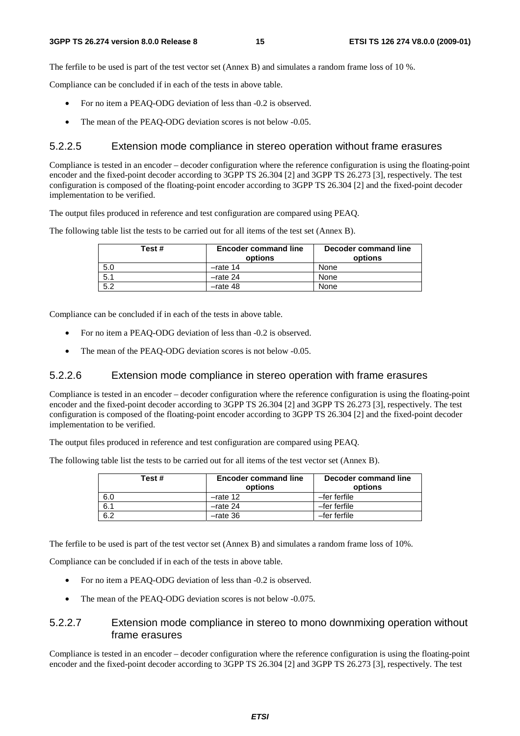The ferfile to be used is part of the test vector set (Annex B) and simulates a random frame loss of 10 %.

Compliance can be concluded if in each of the tests in above table.

- For no item a PEAQ-ODG deviation of less than -0.2 is observed.
- The mean of the PEAQ-ODG deviation scores is not below -0.05.

### 5.2.2.5 Extension mode compliance in stereo operation without frame erasures

Compliance is tested in an encoder – decoder configuration where the reference configuration is using the floating-point encoder and the fixed-point decoder according to 3GPP TS 26.304 [2] and 3GPP TS 26.273 [3], respectively. The test configuration is composed of the floating-point encoder according to 3GPP TS 26.304 [2] and the fixed-point decoder implementation to be verified.

The output files produced in reference and test configuration are compared using PEAQ.

The following table list the tests to be carried out for all items of the test set (Annex B).

| Test # | Encoder command line options | Decoder command line options |
|---|---|---|
| 5.0 | –rate 14 | None |
| 5.1 | –rate 24 | None |
| 5.2 | –rate 48 | None |

Compliance can be concluded if in each of the tests in above table.

- For no item a PEAQ-ODG deviation of less than -0.2 is observed.
- The mean of the PEAQ-ODG deviation scores is not below -0.05.

### 5.2.2.6 Extension mode compliance in stereo operation with frame erasures

Compliance is tested in an encoder – decoder configuration where the reference configuration is using the floating-point encoder and the fixed-point decoder according to 3GPP TS 26.304 [2] and 3GPP TS 26.273 [3], respectively. The test configuration is composed of the floating-point encoder according to 3GPP TS 26.304 [2] and the fixed-point decoder implementation to be verified.

The output files produced in reference and test configuration are compared using PEAQ.

The following table list the tests to be carried out for all items of the test vector set (Annex B).

| Test # | Encoder command line options | Decoder command line options |
|---|---|---|
| 6.0 | –rate 12 | –fer ferfile |
| 6.1 | –rate 24 | –fer ferfile |
| 6.2 | –rate 36 | –fer ferfile |

The ferfile to be used is part of the test vector set (Annex B) and simulates a random frame loss of 10%.

Compliance can be concluded if in each of the tests in above table.

- For no item a PEAQ-ODG deviation of less than -0.2 is observed.
- The mean of the PEAQ-ODG deviation scores is not below -0.075.

### 5.2.2.7 Extension mode compliance in stereo to mono downmixing operation without frame erasures

Compliance is tested in an encoder – decoder configuration where the reference configuration is using the floating-point encoder and the fixed-point decoder according to 3GPP TS 26.304 [2] and 3GPP TS 26.273 [3], respectively. The test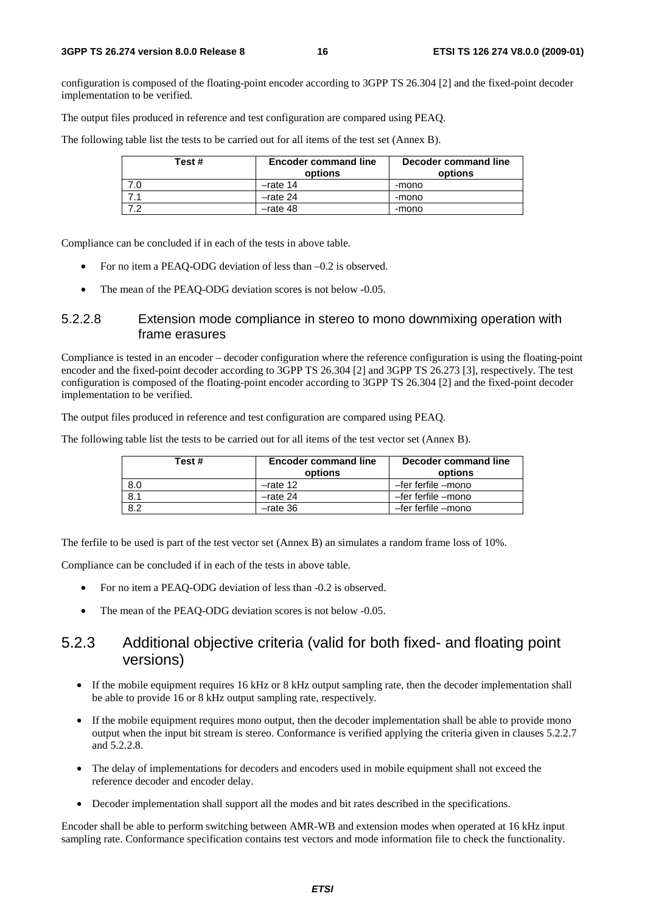configuration is composed of the floating-point encoder according to 3GPP TS 26.304 [2] and the fixed-point decoder implementation to be verified.

The output files produced in reference and test configuration are compared using PEAQ.

The following table list the tests to be carried out for all items of the test set (Annex B).

| Test # | Encoder command line options | Decoder command line options |
|---|---|---|
| 7.0 | –rate 14 | -mono |
| 7.1 | –rate 24 | -mono |
| 7.2 | –rate 48 | -mono |

Compliance can be concluded if in each of the tests in above table.

- For no item a PEAQ-ODG deviation of less than –0.2 is observed.
- The mean of the PEAQ-ODG deviation scores is not below -0.05.

### 5.2.2.8 Extension mode compliance in stereo to mono downmixing operation with frame erasures

Compliance is tested in an encoder – decoder configuration where the reference configuration is using the floating-point encoder and the fixed-point decoder according to 3GPP TS 26.304 [2] and 3GPP TS 26.273 [3], respectively. The test configuration is composed of the floating-point encoder according to 3GPP TS 26.304 [2] and the fixed-point decoder implementation to be verified.

The output files produced in reference and test configuration are compared using PEAQ.

The following table list the tests to be carried out for all items of the test vector set (Annex B).

| Test # | Encoder command line options | Decoder command line options |
|---|---|---|
| 8.0 | –rate 12 | –fer ferfile –mono |
| 8.1 | –rate 24 | –fer ferfile –mono |
| 8.2 | –rate 36 | –fer ferfile –mono |

The ferfile to be used is part of the test vector set (Annex B) an simulates a random frame loss of 10%.

Compliance can be concluded if in each of the tests in above table.

- For no item a PEAQ-ODG deviation of less than -0.2 is observed.
- The mean of the PEAQ-ODG deviation scores is not below -0.05.

## 5.2.3 Additional objective criteria (valid for both fixed- and floating point versions)

- If the mobile equipment requires 16 kHz or 8 kHz output sampling rate, then the decoder implementation shall be able to provide 16 or 8 kHz output sampling rate, respectively.
- If the mobile equipment requires mono output, then the decoder implementation shall be able to provide mono output when the input bit stream is stereo. Conformance is verified applying the criteria given in clauses 5.2.2.7 and 5.2.2.8.
- The delay of implementations for decoders and encoders used in mobile equipment shall not exceed the reference decoder and encoder delay.
- Decoder implementation shall support all the modes and bit rates described in the specifications.

Encoder shall be able to perform switching between AMR-WB and extension modes when operated at 16 kHz input sampling rate. Conformance specification contains test vectors and mode information file to check the functionality.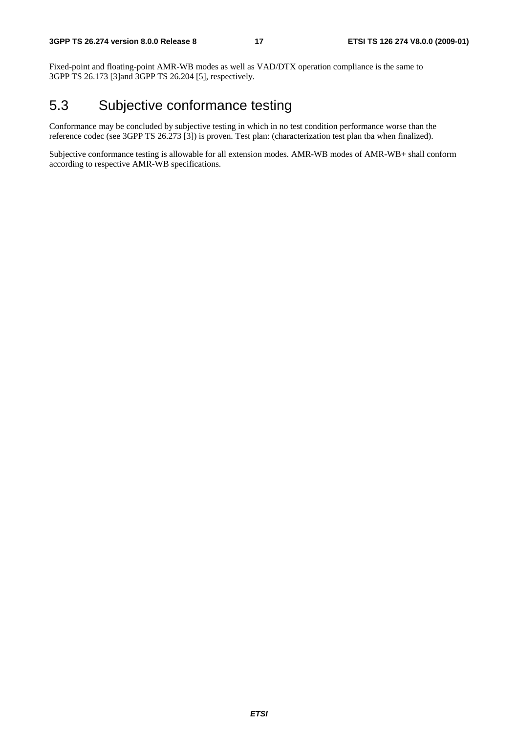Fixed-point and floating-point AMR-WB modes as well as VAD/DTX operation compliance is the same to 3GPP TS 26.173 [3]and 3GPP TS 26.204 [5], respectively.

## 5.3 Subjective conformance testing

Conformance may be concluded by subjective testing in which in no test condition performance worse than the reference codec (see 3GPP TS 26.273 [3]) is proven. Test plan: (characterization test plan tba when finalized).

Subjective conformance testing is allowable for all extension modes. AMR-WB modes of AMR-WB+ shall conform according to respective AMR-WB specifications.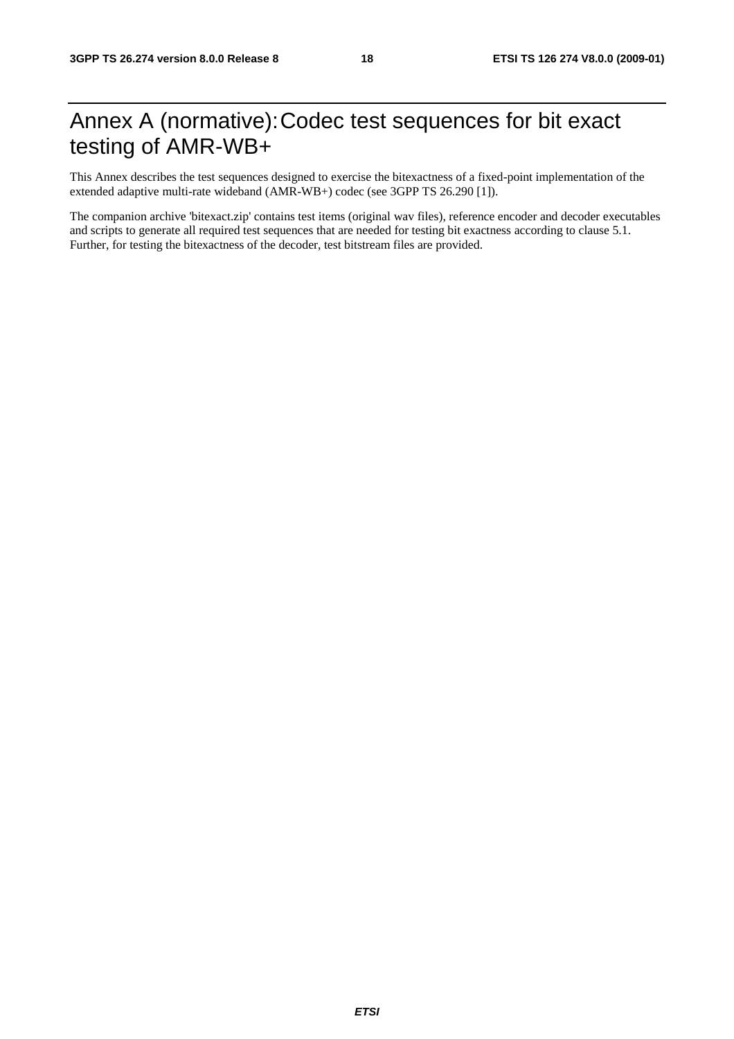# Annex A (normative): Codec test sequences for bit exact testing of AMR-WB+

This Annex describes the test sequences designed to exercise the bitexactness of a fixed-point implementation of the extended adaptive multi-rate wideband (AMR-WB+) codec (see 3GPP TS 26.290 [1]).

The companion archive 'bitexact.zip' contains test items (original wav files), reference encoder and decoder executables and scripts to generate all required test sequences that are needed for testing bit exactness according to clause 5.1. Further, for testing the bitexactness of the decoder, test bitstream files are provided.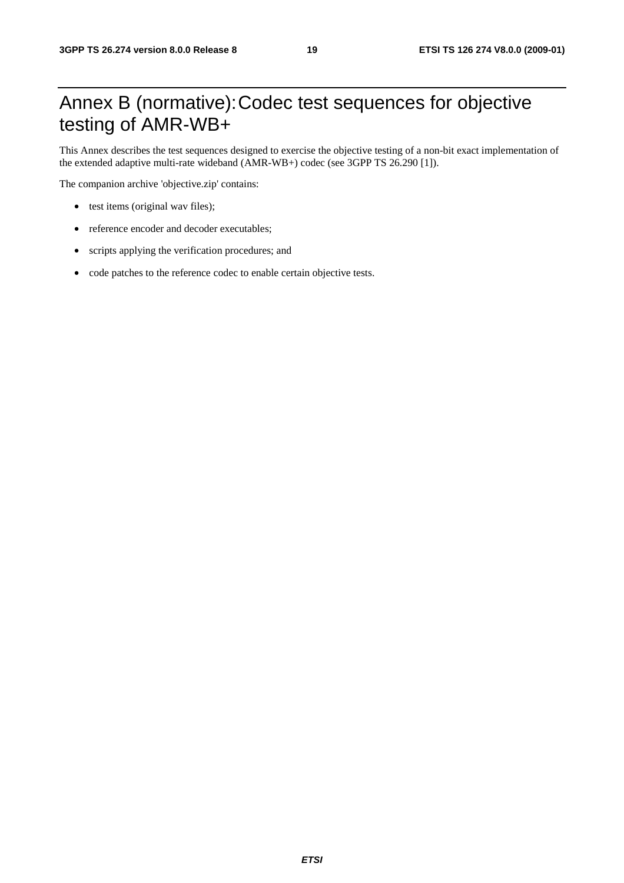# Annex B (normative): Codec test sequences for objective testing of AMR-WB+

This Annex describes the test sequences designed to exercise the objective testing of a non-bit exact implementation of the extended adaptive multi-rate wideband (AMR-WB+) codec (see 3GPP TS 26.290 [1]).

The companion archive 'objective.zip' contains:

- test items (original wav files);
- reference encoder and decoder executables;
- scripts applying the verification procedures; and
- code patches to the reference codec to enable certain objective tests.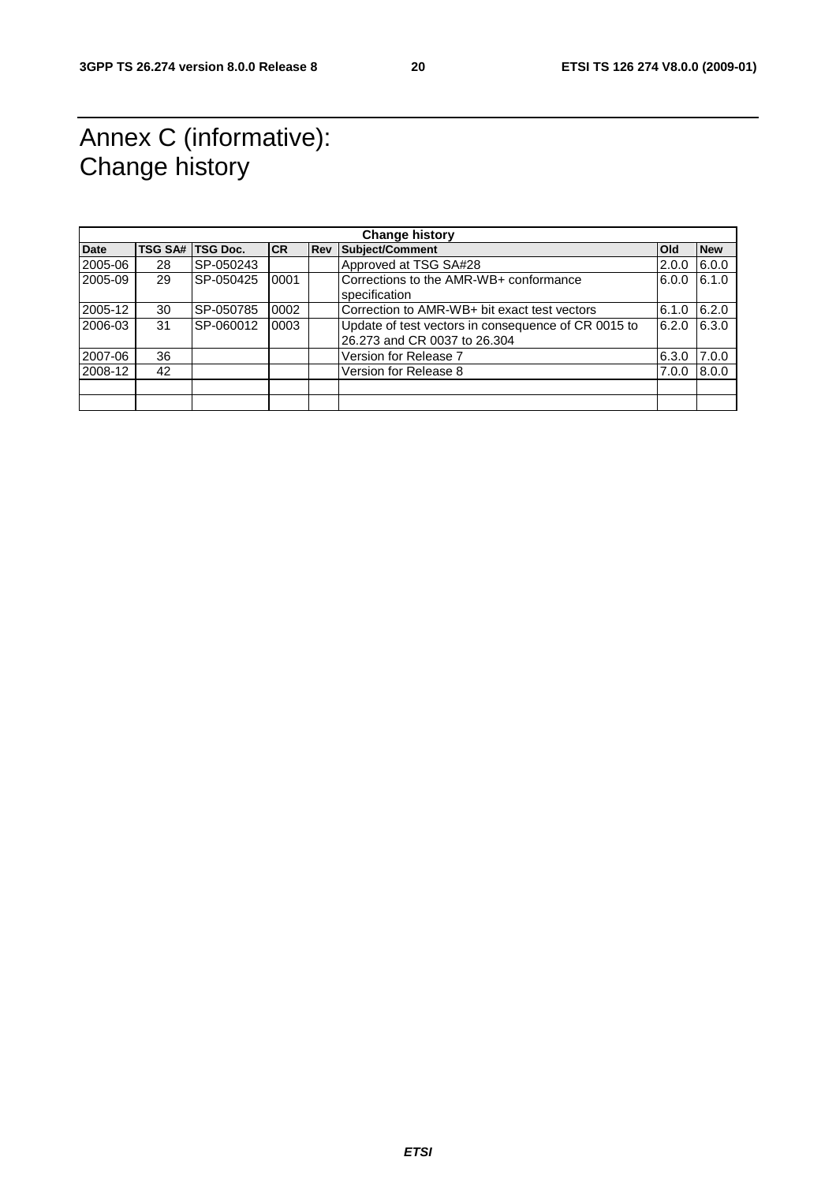# Annex C (informative): Change history

| Change history | | | | | | | |
|---|---|---|---|---|---|---|---|
| **Date** | **TSG SA#** | **TSG Doc.** | **CR** | **Rev** | **Subject/Comment** | **Old** | **New** |
| 2005-06 | 28 | SP-050243 | | | Approved at TSG SA#28 | 2.0.0 | 6.0.0 |
| 2005-09 | 29 | SP-050425 | 0001 | | Corrections to the AMR-WB+ conformance specification | 6.0.0 | 6.1.0 |
| 2005-12 | 30 | SP-050785 | 0002 | | Correction to AMR-WB+ bit exact test vectors | 6.1.0 | 6.2.0 |
| 2006-03 | 31 | SP-060012 | 0003 | | Update of test vectors in consequence of CR 0015 to 26.273 and CR 0037 to 26.304 | 6.2.0 | 6.3.0 |
| 2007-06 | 36 | | | | Version for Release 7 | 6.3.0 | 7.0.0 |
| 2008-12 | 42 | | | | Version for Release 8 | 7.0.0 | 8.0.0 |
| | | | | | | | |
| | | | | | | | |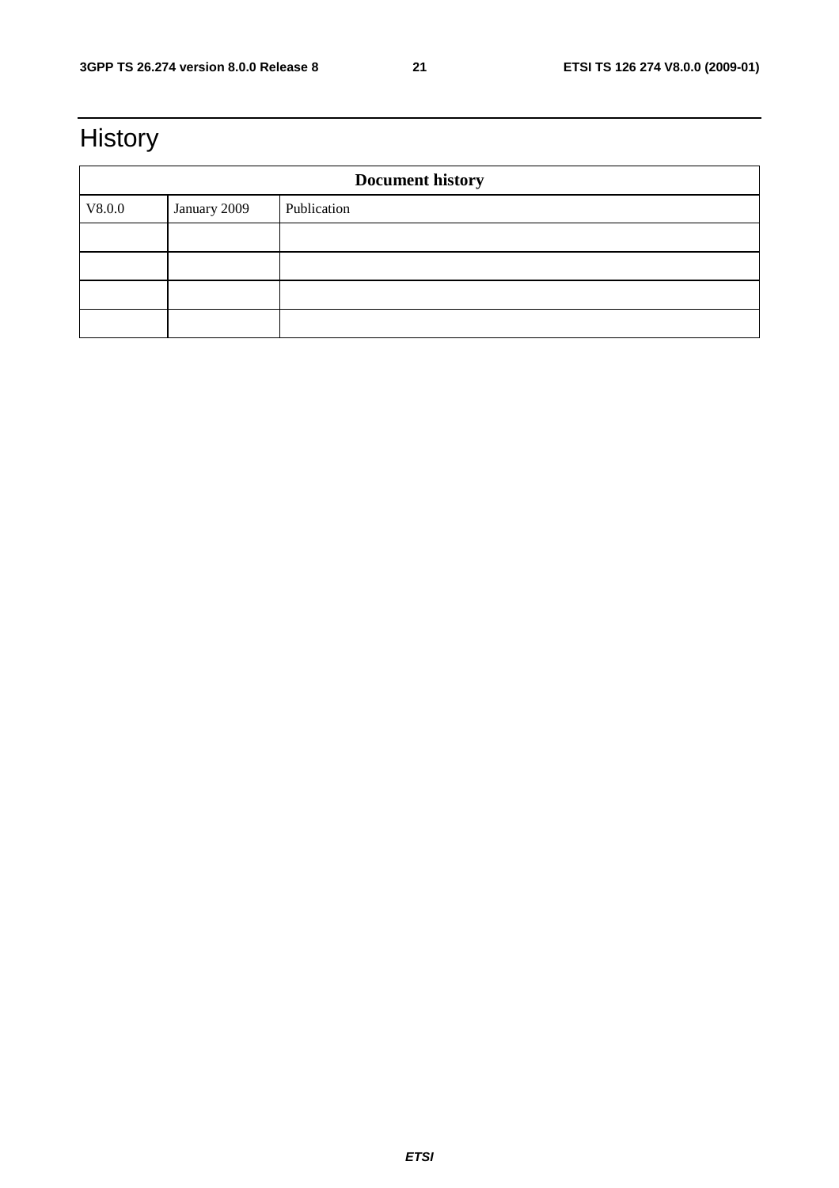# History

| Document history | | |
|---|---|---|
| V8.0.0 | January 2009 | Publication |
| | | |
| | | |
| | | |
| | | |